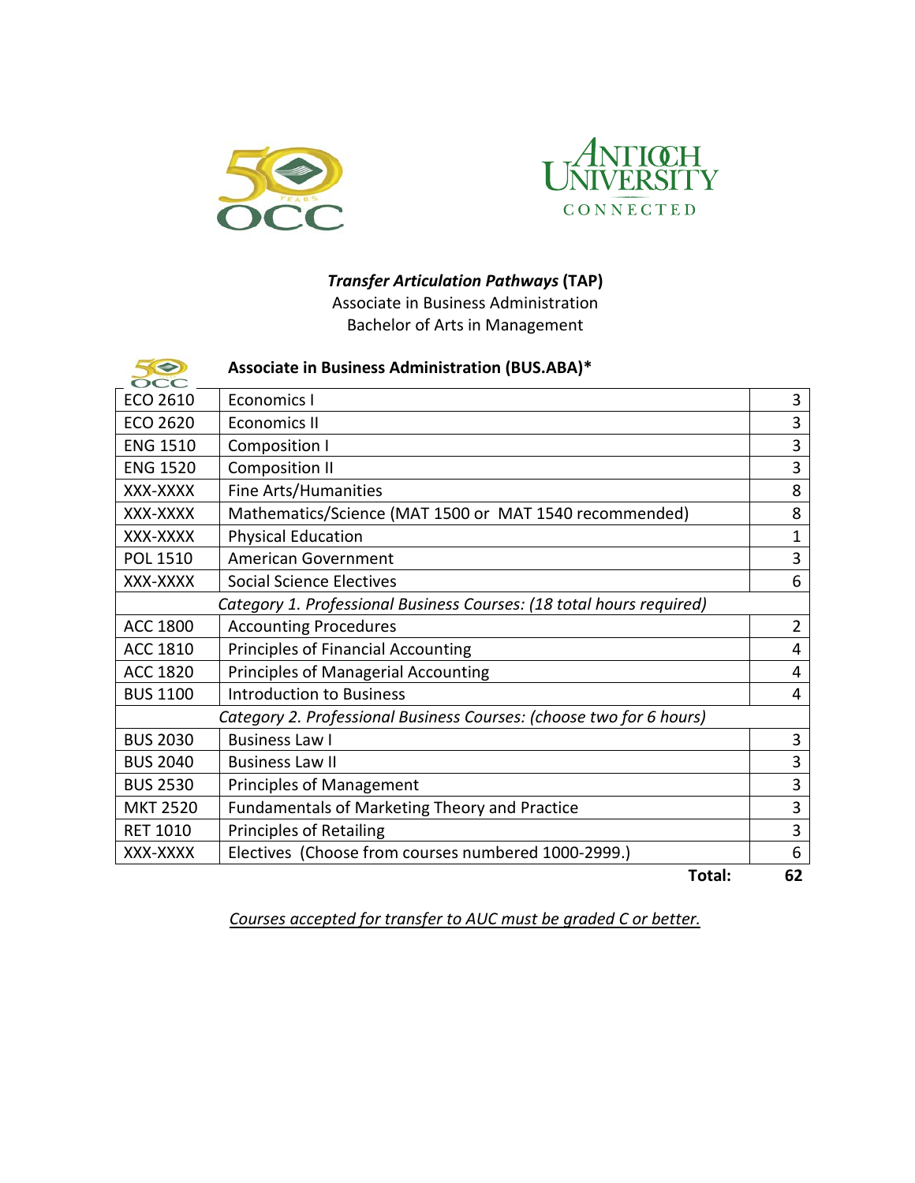***Transfer Articulation Pathways*** **(TAP)**
Associate in Business Administration
Bachelor of Arts in Management

**Associate in Business Administration (BUS.ABA)***

| | | |
|---|---|---|
| ECO 2610 | Economics I | 3 |
| ECO 2620 | Economics II | 3 |
| ENG 1510 | Composition I | 3 |
| ENG 1520 | Composition II | 3 |
| XXX-XXXX | Fine Arts/Humanities | 8 |
| XXX-XXXX | Mathematics/Science (MAT 1500 or MAT 1540 recommended) | 8 |
| XXX-XXXX | Physical Education | 1 |
| POL 1510 | American Government | 3 |
| XXX-XXXX | Social Science Electives | 6 |
| *Category 1. Professional Business Courses: (18 total hours required)* | | |
| ACC 1800 | Accounting Procedures | 2 |
| ACC 1810 | Principles of Financial Accounting | 4 |
| ACC 1820 | Principles of Managerial Accounting | 4 |
| BUS 1100 | Introduction to Business | 4 |
| *Category 2. Professional Business Courses: (choose two for 6 hours)* | | |
| BUS 2030 | Business Law I | 3 |
| BUS 2040 | Business Law II | 3 |
| BUS 2530 | Principles of Management | 3 |
| MKT 2520 | Fundamentals of Marketing Theory and Practice | 3 |
| RET 1010 | Principles of Retailing | 3 |
| XXX-XXXX | Electives (Choose from courses numbered 1000-2999.) | 6 |
| | **Total:** | **62** |

*Courses accepted for transfer to AUC must be graded C or better.*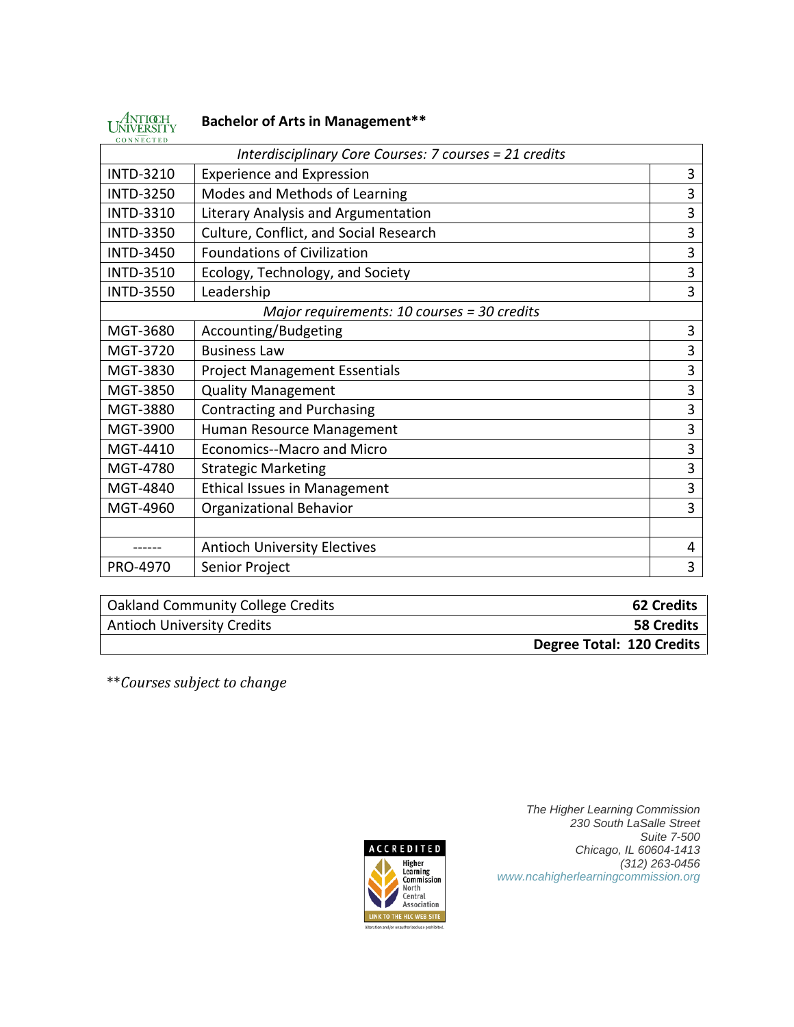## Bachelor of Arts in Management**

| | | |
|---|---|---|
| *Interdisciplinary Core Courses: 7 courses = 21 credits* | | |
| INTD-3210 | Experience and Expression | 3 |
| INTD-3250 | Modes and Methods of Learning | 3 |
| INTD-3310 | Literary Analysis and Argumentation | 3 |
| INTD-3350 | Culture, Conflict, and Social Research | 3 |
| INTD-3450 | Foundations of Civilization | 3 |
| INTD-3510 | Ecology, Technology, and Society | 3 |
| INTD-3550 | Leadership | 3 |
| *Major requirements: 10 courses = 30 credits* | | |
| MGT-3680 | Accounting/Budgeting | 3 |
| MGT-3720 | Business Law | 3 |
| MGT-3830 | Project Management Essentials | 3 |
| MGT-3850 | Quality Management | 3 |
| MGT-3880 | Contracting and Purchasing | 3 |
| MGT-3900 | Human Resource Management | 3 |
| MGT-4410 | Economics--Macro and Micro | 3 |
| MGT-4780 | Strategic Marketing | 3 |
| MGT-4840 | Ethical Issues in Management | 3 |
| MGT-4960 | Organizational Behavior | 3 |
| | | |
| ------ | Antioch University Electives | 4 |
| PRO-4970 | Senior Project | 3 |

| | |
|---|---|
| Oakland Community College Credits | **62 Credits** |
| Antioch University Credits | **58 Credits** |
| | **Degree Total: 120 Credits** |

***Courses subject to change*

The Higher Learning Commission
230 South LaSalle Street
Suite 7-500
Chicago, IL 60604-1413
(312) 263-0456
www.ncahigherlearningcommission.org